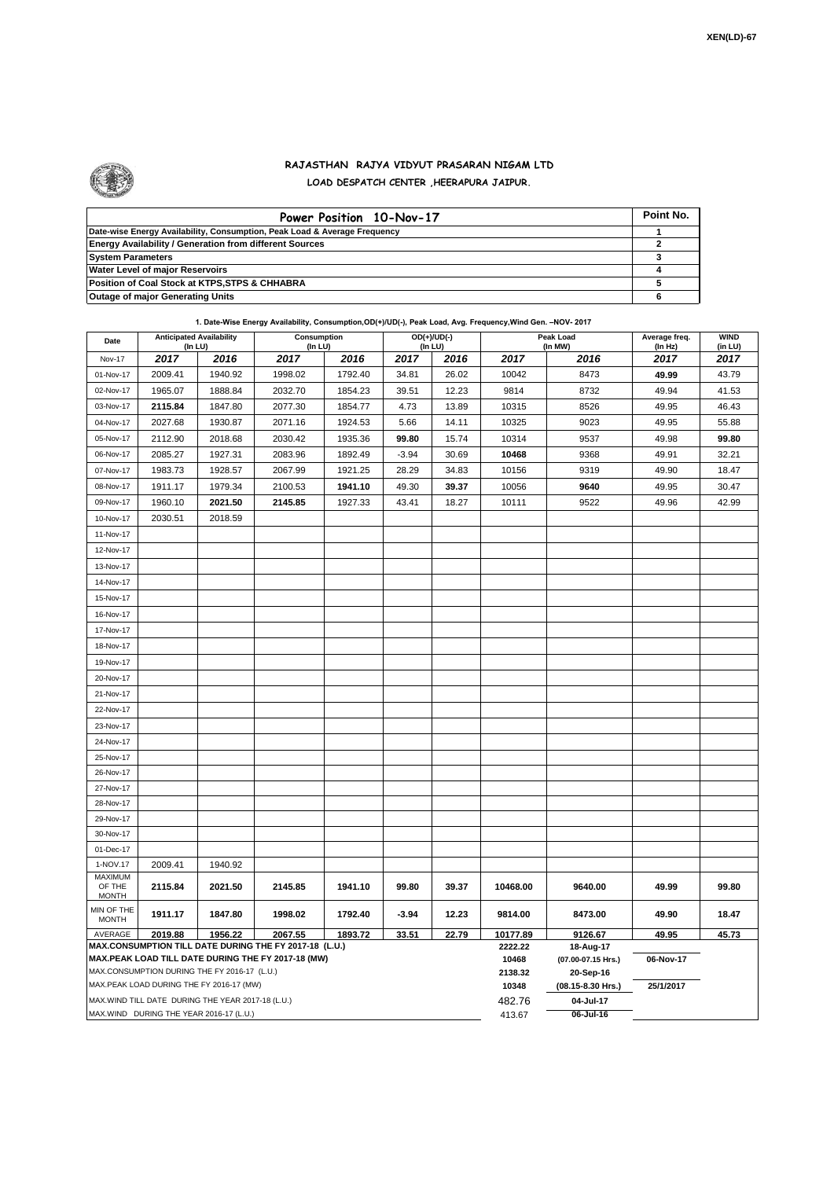XEN(LD)-67

# RAJASTHAN RAJYA VIDYUT PRASARAN NIGAM LTD

## LOAD DESPATCH CENTER ,HEERAPURA JAIPUR.

| Power Position 10-Nov-17 | Point No. |
|---|---|
| Date-wise Energy Availability, Consumption, Peak Load & Average Frequency | 1 |
| Energy Availability / Generation from different Sources | 2 |
| System Parameters | 3 |
| Water Level of major Reservoirs | 4 |
| Position of Coal Stock at KTPS,STPS & CHHABRA | 5 |
| Outage of major Generating Units | 6 |

**1. Date-Wise Energy Availability, Consumption,OD(+)/UD(-), Peak Load, Avg. Frequency,Wind Gen. –NOV- 2017**

| Date | Anticipated Availability (In LU) | | Consumption (In LU) | | OD(+)/UD(-) (In LU) | | Peak Load (In MW) | | Average freq. (In Hz) | WIND (in LU) |
|---|---|---|---|---|---|---|---|---|---|---|
| Nov-17 | 2017 | 2016 | 2017 | 2016 | 2017 | 2016 | 2017 | 2016 | 2017 | 2017 |
| 01-Nov-17 | 2009.41 | 1940.92 | 1998.02 | 1792.40 | 34.81 | 26.02 | 10042 | 8473 | **49.99** | 43.79 |
| 02-Nov-17 | 1965.07 | 1888.84 | 2032.70 | 1854.23 | 39.51 | 12.23 | 9814 | 8732 | 49.94 | 41.53 |
| 03-Nov-17 | **2115.84** | 1847.80 | 2077.30 | 1854.77 | 4.73 | 13.89 | 10315 | 8526 | 49.95 | 46.43 |
| 04-Nov-17 | 2027.68 | 1930.87 | 2071.16 | 1924.53 | 5.66 | 14.11 | 10325 | 9023 | 49.95 | 55.88 |
| 05-Nov-17 | 2112.90 | 2018.68 | 2030.42 | 1935.36 | **99.80** | 15.74 | 10314 | 9537 | 49.98 | **99.80** |
| 06-Nov-17 | 2085.27 | 1927.31 | 2083.96 | 1892.49 | -3.94 | 30.69 | **10468** | 9368 | 49.91 | 32.21 |
| 07-Nov-17 | 1983.73 | 1928.57 | 2067.99 | 1921.25 | 28.29 | 34.83 | 10156 | 9319 | 49.90 | 18.47 |
| 08-Nov-17 | 1911.17 | 1979.34 | 2100.53 | **1941.10** | 49.30 | **39.37** | 10056 | **9640** | 49.95 | 30.47 |
| 09-Nov-17 | 1960.10 | **2021.50** | **2145.85** | 1927.33 | 43.41 | 18.27 | 10111 | 9522 | 49.96 | 42.99 |
| 10-Nov-17 | 2030.51 | 2018.59 | | | | | | | | |
| 11-Nov-17 | | | | | | | | | | |
| 12-Nov-17 | | | | | | | | | | |
| 13-Nov-17 | | | | | | | | | | |
| 14-Nov-17 | | | | | | | | | | |
| 15-Nov-17 | | | | | | | | | | |
| 16-Nov-17 | | | | | | | | | | |
| 17-Nov-17 | | | | | | | | | | |
| 18-Nov-17 | | | | | | | | | | |
| 19-Nov-17 | | | | | | | | | | |
| 20-Nov-17 | | | | | | | | | | |
| 21-Nov-17 | | | | | | | | | | |
| 22-Nov-17 | | | | | | | | | | |
| 23-Nov-17 | | | | | | | | | | |
| 24-Nov-17 | | | | | | | | | | |
| 25-Nov-17 | | | | | | | | | | |
| 26-Nov-17 | | | | | | | | | | |
| 27-Nov-17 | | | | | | | | | | |
| 28-Nov-17 | | | | | | | | | | |
| 29-Nov-17 | | | | | | | | | | |
| 30-Nov-17 | | | | | | | | | | |
| 01-Dec-17 | | | | | | | | | | |
| 1-NOV.17 | 2009.41 | 1940.92 | | | | | | | | |
| MAXIMUM OF THE MONTH | 2115.84 | 2021.50 | 2145.85 | 1941.10 | 99.80 | 39.37 | 10468.00 | 9640.00 | 49.99 | 99.80 |
| MIN OF THE MONTH | 1911.17 | 1847.80 | 1998.02 | 1792.40 | -3.94 | 12.23 | 9814.00 | 8473.00 | 49.90 | 18.47 |
| AVERAGE | 2019.88 | 1956.22 | 2067.55 | 1893.72 | 33.51 | 22.79 | 10177.89 | 9126.67 | 49.95 | 45.73 |
| MAX.CONSUMPTION TILL DATE DURING THE FY 2017-18 (L.U.) | | | | | | | 2222.22 | 18-Aug-17 | | |
| MAX.PEAK LOAD TILL DATE DURING THE FY 2017-18 (MW) | | | | | | | 10468 | (07.00-07.15 Hrs.) | 06-Nov-17 | |
| MAX.CONSUMPTION DURING THE FY 2016-17 (L.U.) | | | | | | | 2138.32 | 20-Sep-16 | | |
| MAX.PEAK LOAD DURING THE FY 2016-17 (MW) | | | | | | | 10348 | (08.15-8.30 Hrs.) | 25/1/2017 | |
| MAX.WIND TILL DATE DURING THE YEAR 2017-18 (L.U.) | | | | | | | 482.76 | 04-Jul-17 | | |
| MAX.WIND DURING THE YEAR 2016-17 (L.U.) | | | | | | | 413.67 | 06-Jul-16 | | |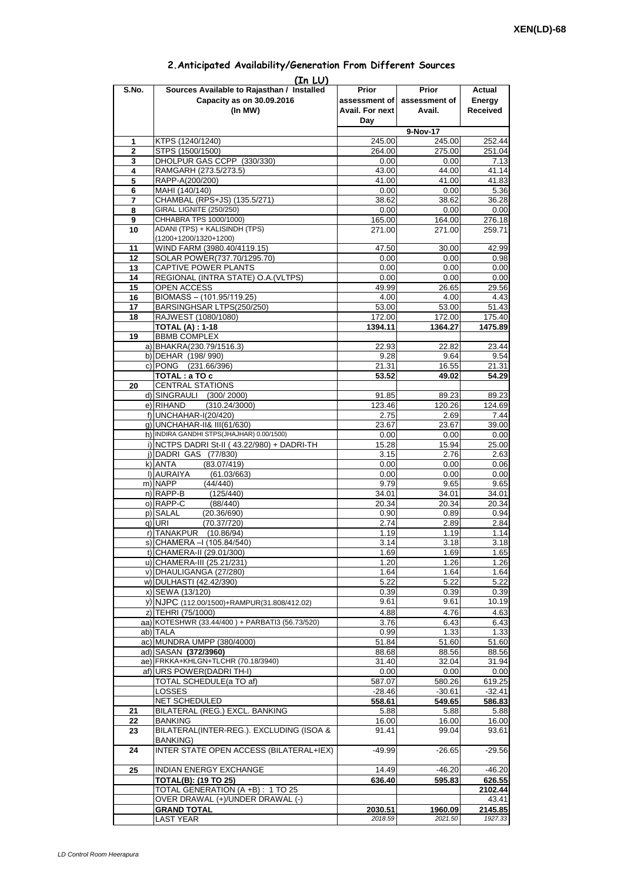## 2.Anticipated Availability/Generation From Different Sources

**(In LU)**

| S.No. | Sources Available to Rajasthan / Installed Capacity as on 30.09.2016 (In MW) | Prior assessment of Avail. For next Day | Prior assessment of Avail. | Actual Energy Received |
|---|---|---|---|---|
| | | 9-Nov-17 | | |
| 1 | KTPS (1240/1240) | 245.00 | 245.00 | 252.44 |
| 2 | STPS (1500/1500) | 264.00 | 275.00 | 251.04 |
| 3 | DHOLPUR GAS CCPP (330/330) | 0.00 | 0.00 | 7.13 |
| 4 | RAMGARH (273.5/273.5) | 43.00 | 44.00 | 41.14 |
| 5 | RAPP-A(200/200) | 41.00 | 41.00 | 41.83 |
| 6 | MAHI (140/140) | 0.00 | 0.00 | 5.36 |
| 7 | CHAMBAL (RPS+JS) (135.5/271) | 38.62 | 38.62 | 36.28 |
| 8 | GIRAL LIGNITE (250/250) | 0.00 | 0.00 | 0.00 |
| 9 | CHHABRA TPS 1000/1000) | 165.00 | 164.00 | 276.18 |
| 10 | ADANI (TPS) + KALISINDH (TPS) (1200+1200/1320+1200) | 271.00 | 271.00 | 259.71 |
| 11 | WIND FARM (3980.40/4119.15) | 47.50 | 30.00 | 42.99 |
| 12 | SOLAR POWER(737.70/1295.70) | 0.00 | 0.00 | 0.98 |
| 13 | CAPTIVE POWER PLANTS | 0.00 | 0.00 | 0.00 |
| 14 | REGIONAL (INTRA STATE) O.A.(VLTPS) | 0.00 | 0.00 | 0.00 |
| 15 | OPEN ACCESS | 49.99 | 26.65 | 29.56 |
| 16 | BIOMASS – (101.95/119.25) | 4.00 | 4.00 | 4.43 |
| 17 | BARSINGHSAR LTPS(250/250) | 53.00 | 53.00 | 51.43 |
| 18 | RAJWEST (1080/1080) | 172.00 | 172.00 | 175.40 |
| | **TOTAL (A) : 1-18** | **1394.11** | **1364.27** | **1475.89** |
| 19 | BBMB COMPLEX | | | |
| | a) BHAKRA(230.79/1516.3) | 22.93 | 22.82 | 23.44 |
| | b) DEHAR (198/ 990) | 9.28 | 9.64 | 9.54 |
| | c) PONG (231.66/396) | 21.31 | 16.55 | 21.31 |
| | **TOTAL : a TO c** | **53.52** | **49.02** | **54.29** |
| 20 | CENTRAL STATIONS | | | |
| | d) SINGRAULI (300/ 2000) | 91.85 | 89.23 | 89.23 |
| | e) RIHAND (310.24/3000) | 123.46 | 120.26 | 124.69 |
| | f) UNCHAHAR-I(20/420) | 2.75 | 2.69 | 7.44 |
| | g) UNCHAHAR-II& III(61/630) | 23.67 | 23.67 | 39.00 |
| | h) INDIRA GANDHI STPS(JHAJHAR) 0.00/1500) | 0.00 | 0.00 | 0.00 |
| | i) NCTPS DADRI St-II ( 43.22/980) + DADRI-TH | 15.28 | 15.94 | 25.00 |
| | j) DADRI GAS (77/830) | 3.15 | 2.76 | 2.63 |
| | k) ANTA (83.07/419) | 0.00 | 0.00 | 0.06 |
| | l) AURAIYA (61.03/663) | 0.00 | 0.00 | 0.00 |
| | m) NAPP (44/440) | 9.79 | 9.65 | 9.65 |
| | n) RAPP-B (125/440) | 34.01 | 34.01 | 34.01 |
| | o) RAPP-C (88/440) | 20.34 | 20.34 | 20.34 |
| | p) SALAL (20.36/690) | 0.90 | 0.89 | 0.94 |
| | q) URI (70.37/720) | 2.74 | 2.89 | 2.84 |
| | r) TANAKPUR (10.86/94) | 1.19 | 1.19 | 1.14 |
| | s) CHAMERA –I (105.84/540) | 3.14 | 3.18 | 3.18 |
| | t) CHAMERA-II (29.01/300) | 1.69 | 1.69 | 1.65 |
| | u) CHAMERA-III (25.21/231) | 1.20 | 1.26 | 1.26 |
| | v) DHAULIGANGA (27/280) | 1.64 | 1.64 | 1.64 |
| | w) DULHASTI (42.42/390) | 5.22 | 5.22 | 5.22 |
| | x) SEWA (13/120) | 0.39 | 0.39 | 0.39 |
| | y) NJPC (112.00/1500)+RAMPUR(31.808/412.02) | 9.61 | 9.61 | 10.19 |
| | z) TEHRI (75/1000) | 4.88 | 4.76 | 4.63 |
| | aa) KOTESHWR (33.44/400 ) + PARBATI3 (56.73/520) | 3.76 | 6.43 | 6.43 |
| | ab) TALA | 0.99 | 1.33 | 1.33 |
| | ac) MUNDRA UMPP (380/4000) | 51.84 | 51.60 | 51.60 |
| | ad) SASAN **(372/3960)** | 88.68 | 88.56 | 88.56 |
| | ae) FRKKA+KHLGN+TLCHR (70.18/3940) | 31.40 | 32.04 | 31.94 |
| | af) URS POWER(DADRI TH-I) | 0.00 | 0.00 | 0.00 |
| | TOTAL SCHEDULE(a TO af) | 587.07 | 580.26 | 619.25 |
| | LOSSES | -28.46 | -30.61 | -32.41 |
| | NET SCHEDULED | **558.61** | **549.65** | **586.83** |
| 21 | BILATERAL (REG.) EXCL. BANKING | 5.88 | 5.88 | 5.88 |
| 22 | BANKING | 16.00 | 16.00 | 16.00 |
| 23 | BILATERAL(INTER-REG.). EXCLUDING (ISOA & BANKING) | 91.41 | 99.04 | 93.61 |
| 24 | INTER STATE OPEN ACCESS (BILATERAL+IEX) | -49.99 | -26.65 | -29.56 |
| 25 | INDIAN ENERGY EXCHANGE | 14.49 | -46.20 | -46.20 |
| | **TOTAL(B): (19 TO 25)** | **636.40** | **595.83** | **626.55** |
| | TOTAL GENERATION (A +B) : 1 TO 25 | | | **2102.44** |
| | OVER DRAWAL (+)/UNDER DRAWAL (-) | | | 43.41 |
| | **GRAND TOTAL** | **2030.51** | **1960.09** | **2145.85** |
| | LAST YEAR | *2018.59* | *2021.50* | *1927.33* |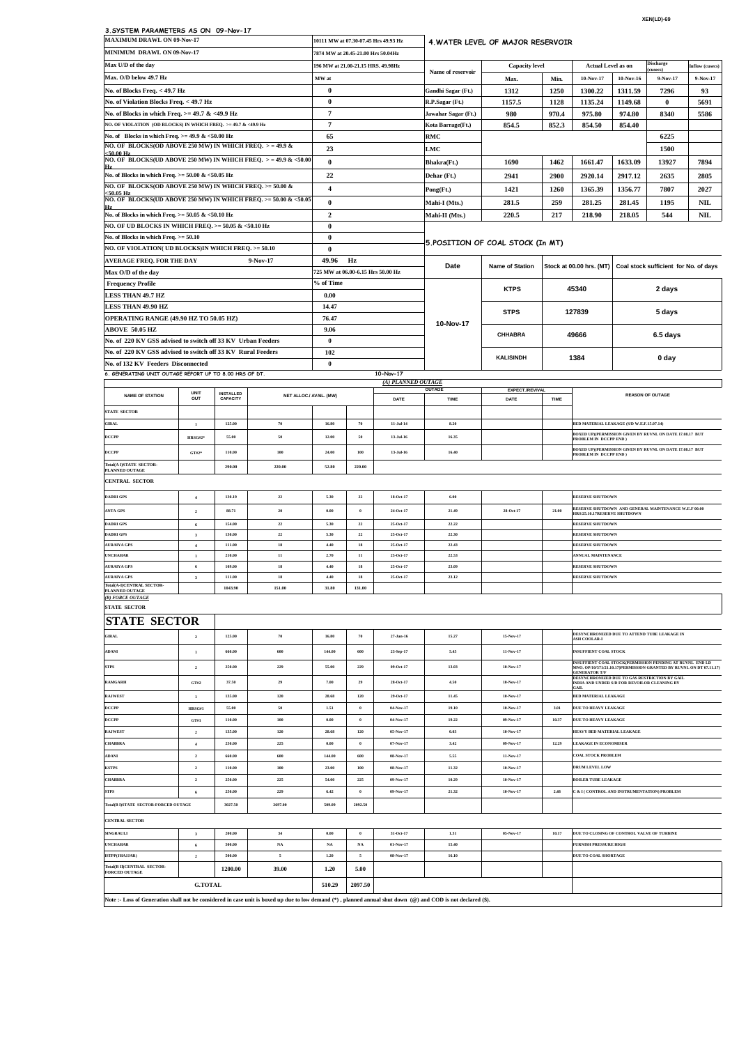XEN(LD)-69

## 3. SYSTEM PARAMETERS AS ON 09-Nov-17

| | |
|---|---|
| MAXIMUM DRAWL ON 09-Nov-17 | 10111 MW at 07.30-07.45 Hrs 49.93 Hz |
| MINIMUM DRAWL ON 09-Nov-17 | 7874 MW at 20.45-21.00 Hrs 50.04Hz |
| Max U/D of the day | 196 MW at 21.00-21.15 HRS. 49.98Hz |
| Max. O/D below 49.7 Hz | MW at |
| No. of Blocks Freq. < 49.7 Hz | 0 |
| No. of Violation Blocks Freq. < 49.7 Hz | 0 |
| No. of Blocks in which Freq. >= 49.7 & <49.9 Hz | 7 |
| NO. OF VIOLATION (OD BLOCKS) IN WHICH FREQ. >= 49.7 & <49.9 Hz | 7 |
| No. of Blocks in which Freq. >= 49.9 & <50.00 Hz | 65 |
| NO. OF BLOCKS(OD ABOVE 250 MW) IN WHICH FREQ. > = 49.9 & <50.00 Hz | 23 |
| NO. OF BLOCKS(UD ABOVE 250 MW) IN WHICH FREQ. > = 49.9 & <50.00 Hz | 0 |
| No. of Blocks in which Freq. >= 50.00 & <50.05 Hz | 22 |
| NO. OF BLOCKS(OD ABOVE 250 MW) IN WHICH FREQ. >= 50.00 & <50.05 Hz | 4 |
| NO. OF BLOCKS(UD ABOVE 250 MW) IN WHICH FREQ. >= 50.00 & <50.05 Hz | 0 |
| No. of Blocks in which Freq. >= 50.05 & <50.10 Hz | 2 |
| NO. OF UD BLOCKS IN WHICH FREQ. >= 50.05 & <50.10 Hz | 0 |
| No. of Blocks in which Freq. >= 50.10 | 0 |
| NO. OF VIOLATION( UD BLOCKS)IN WHICH FREQ. >= 50.10 | 0 |
| AVERAGE FREQ. FOR THE DAY 9-Nov-17 | 49.96 Hz |
| Max O/D of the day | 725 MW at 06.00-6.15 Hrs 50.00 Hz |
| Frequency Profile | % of Time |
| LESS THAN 49.7 HZ | 0.00 |
| LESS THAN 49.90 HZ | 14.47 |
| OPERATING RANGE (49.90 HZ TO 50.05 HZ) | 76.47 |
| ABOVE 50.05 HZ | 9.06 |
| No. of 220 KV GSS advised to switch off 33 KV Urban Feeders | 0 |
| No. of 220 KV GSS advised to switch off 33 KV Rural Feeders | 102 |
| No. of 132 KV Feeders Disconnected | 0 |

## 4. WATER LEVEL OF MAJOR RESERVOIR

| Name of reservoir | Capacity level | | Actual Level as on | | Discharge (cusecs) | Inflow (cusecs) |
|---|---|---|---|---|---|---|
| | Max. | Min. | 10-Nov-17 | 10-Nov-16 | 9-Nov-17 | 9-Nov-17 |
| Gandhi Sagar (Ft.) | 1312 | 1250 | 1300.22 | 1311.59 | 7296 | 93 |
| R.P.Sagar (Ft.) | 1157.5 | 1128 | 1135.24 | 1149.68 | 0 | 5691 |
| Jawahar Sagar (Ft.) | 980 | 970.4 | 975.80 | 974.80 | 8340 | 5586 |
| Kota Barrage(Ft.) | 854.5 | 852.3 | 854.50 | 854.40 | | |
| RMC | | | | | 6225 | |
| LMC | | | | | 1500 | |
| Bhakra(Ft.) | 1690 | 1462 | 1661.47 | 1633.09 | 13927 | 7894 |
| Dehar (Ft.) | 2941 | 2900 | 2920.14 | 2917.12 | 2635 | 2805 |
| Pong(Ft.) | 1421 | 1260 | 1365.39 | 1356.77 | 7807 | 2027 |
| Mahi-I (Mts.) | 281.5 | 259 | 281.25 | 281.45 | 1195 | NIL |
| Mahi-II (Mts.) | 220.5 | 217 | 218.90 | 218.05 | 544 | NIL |

## 5. POSITION OF COAL STOCK (In MT)

| Date | Name of Station | Stock at 00.00 hrs. (MT) | Coal stock sufficient for No. of days |
|---|---|---|---|
| 10-Nov-17 | KTPS | 45340 | 2 days |
| | STPS | 127839 | 5 days |
| | CHHABRA | 49666 | 6.5 days |
| | KALISINDH | 1384 | 0 day |

## 6. GENERATING UNIT OUTAGE REPORT UP TO 8.00 HRS OF DT. 10-Nov-17

### (A) PLANNED OUTAGE

| NAME OF STATION | UNIT OUT | INSTALLED CAPACITY | NET ALL.OC./ AVAIL. (MW) | | | OUTAGE DATE | OUTAGE TIME | EXPECT./REVIVAL DATE | EXPECT./REVIVAL TIME | REASON OF OUTAGE |
|---|---|---|---|---|---|---|---|---|---|---|
| **STATE SECTOR** | | | | | | | | | | |
| GIRAL | 1 | 125.00 | 70 | 16.80 | 70 | 11-Jul-14 | 8.20 | | | BED MATERIAL LEAKAGE (S/D W.E.F.15.07.14) |
| DCCPP | HRSG#2* | 55.00 | 50 | 12.00 | 50 | 13-Jul-16 | 16.35 | | | BOXED UP(PERMISSION GIVEN BY RUVNL ON DATE 17.08.17 BUT PROBLEM IN DCCPP END ) |
| DCCPP | GT#2* | 110.00 | 100 | 24.00 | 100 | 13-Jul-16 | 16.40 | | | BOXED UP(PERMISSION GIVEN BY RUVNL ON DATE 17.08.17 BUT PROBLEM IN DCCPP END ) |
| Total(A I)STATE SECTOR-PLANNED OUTAGE | | 290.00 | 220.00 | 52.80 | 220.00 | | | | | |
| **CENTRAL SECTOR** | | | | | | | | | | |
| DADRI GPS | 4 | 130.19 | 22 | 5.30 | 22 | 18-Oct-17 | 6.00 | | | RESERVE SHUTDOWN |
| ANTA GPS | 2 | 88.71 | 20 | 0.00 | 0 | 24-Oct-17 | 21.49 | 28-Oct-17 | 21.00 | RESERVE SHUTDOWN AND GENERAL MAINTENANCE W.E.F 00.00 HRS/25.10.17RESERVE SHUTDOWN |
| DADRI GPS | 6 | 154.00 | 22 | 5.30 | 22 | 25-Oct-17 | 22.22 | | | RESERVE SHUTDOWN |
| DADRI GPS | 3 | 130.00 | 22 | 5.30 | 22 | 25-Oct-17 | 22.30 | | | RESERVE SHUTDOWN |
| AURAIYA GPS | 4 | 111.00 | 18 | 4.40 | 18 | 25-Oct-17 | 22.43 | | | RESERVE SHUTDOWN |
| UNCHAHAR | 1 | 210.00 | 11 | 2.70 | 11 | 25-Oct-17 | 22.53 | | | ANNUAL MAINTENANCE |
| AURAIYA GPS | 6 | 109.00 | 18 | 4.40 | 18 | 25-Oct-17 | 23.09 | | | RESERVE SHUTDOWN |
| AURAIYA GPS | 3 | 111.00 | 18 | 4.40 | 18 | 25-Oct-17 | 23.12 | | | RESERVE SHUTDOWN |
| Total(A-I)CENTRAL SECTOR-PLANNED OUTAGE | | 1043.90 | 151.00 | 31.80 | 131.00 | | | | | |

### (B) FORCE OUTAGE

| NAME OF STATION | UNIT OUT | INSTALLED CAPACITY | NET ALL.OC./ AVAIL. (MW) | | | OUTAGE DATE | OUTAGE TIME | EXPECT./REVIVAL DATE | EXPECT./REVIVAL TIME | REASON OF OUTAGE |
|---|---|---|---|---|---|---|---|---|---|---|
| **STATE SECTOR** | | | | | | | | | | |
| GIRAL | 2 | 125.00 | 70 | 16.80 | 70 | 27-Jan-16 | 15.27 | 15-Nov-17 | | DESYNCHRONIZED DUE TO ATTEND TUBE LEAKAGE IN ASH COOLAR-I |
| ADANI | 1 | 660.00 | 600 | 144.00 | 600 | 23-Sep-17 | 5.45 | 11-Nov-17 | | INSUFFIENT COAL STOCK |
| STPS | 2 | 250.00 | 229 | 55.00 | 229 | 09-Oct-17 | 13.03 | 10-Nov-17 | | INSUFFIENT COAL STOCK(PERMISSION PENDING AT RUVNL END LD MNO. OP/16/571/21.10.17)PERMISSION GRANTED BY RUVNL ON DT 07.11.17) GENERATOR T/F |
| RAMGARH | GT#2 | 37.50 | 29 | 7.00 | 29 | 28-Oct-17 | 6.50 | 10-Nov-17 | | DESYNCHRONIZED DUE TO GAS RESTRICTION BY GAIL INDIA AND UNDER S/D FOR REVOILOR CLEANING BY GAIL |
| RAJWEST | 1 | 135.00 | 120 | 28.60 | 120 | 29-Oct-17 | 11.45 | 10-Nov-17 | | BED MATERIAL LEAKAGE |
| DCCPP | HRSG#1 | 55.00 | 50 | 1.51 | 0 | 04-Nov-17 | 19.10 | 10-Nov-17 | 3.01 | DUE TO HEAVY LEAKAGE |
| DCCPP | GT#1 | 110.00 | 100 | 0.00 | 0 | 04-Nov-17 | 19.22 | 09-Nov-17 | 10.37 | DUE TO HEAVY LEAKAGE |
| RAJWEST | 2 | 135.00 | 120 | 28.60 | 120 | 05-Nov-17 | 0.03 | 10-Nov-17 | | HEAVY BED MATERIAL LEAKAGE |
| CHABBRA | 4 | 250.00 | 225 | 0.00 | 0 | 07-Nov-17 | 3.42 | 09-Nov-17 | 12.29 | LEAKAGE IN ECONOMISER |
| ADANI | 2 | 660.00 | 600 | 144.00 | 600 | 08-Nov-17 | 5.55 | 11-Nov-17 | | COAL STOCK PROBLEM |
| KSTPS | 2 | 110.00 | 100 | 23.00 | 100 | 08-Nov-17 | 11.32 | 10-Nov-17 | | DRUM LEVEL LOW |
| CHABBRA | 2 | 250.00 | 225 | 54.00 | 225 | 09-Nov-17 | 10.29 | 10-Nov-17 | | BOILER TUBE LEAKAGE |
| STPS | 6 | 250.00 | 229 | 6.42 | 0 | 09-Nov-17 | 21.32 | 10-Nov-17 | 2.48 | C & I ( CONTROL AND INSTRUMENTATION) PROBLEM |
| Total(B I)STATE SECTOR-FORCED OUTAGE | | 3027.50 | 2697.00 | 509.09 | 2092.50 | | | | | |
| **CENTRAL SECTOR** | | | | | | | | | | |
| SINGRAULI | 3 | 200.00 | 34 | 0.00 | 0 | 31-Oct-17 | 1.31 | 05-Nov-17 | 10.17 | DUE TO CLOSING OF CONTROL VALVE OF TURBINE |
| UNCHAHAR | 6 | 500.00 | NA | NA | NA | 01-Nov-17 | 15.40 | | | FURNISH PRESSURE HIGH |
| ISTPP(JHAJJAR) | 2 | 500.00 | 5 | 1.20 | 5 | 08-Nov-17 | 16.10 | | | DUE TO COAL SHORTAGE |
| Total(B II)CENTRAL SECTOR-FORCED OUTAGE | | 1200.00 | 39.00 | 1.20 | 5.00 | | | | | |
| G.TOTAL | | | | 510.29 | 2097.50 | | | | | |

Note :- Loss of Generation shall not be considered in case unit is boxed up due to low demand (*) , planned annual shut down (@) and COD is not declared ($).